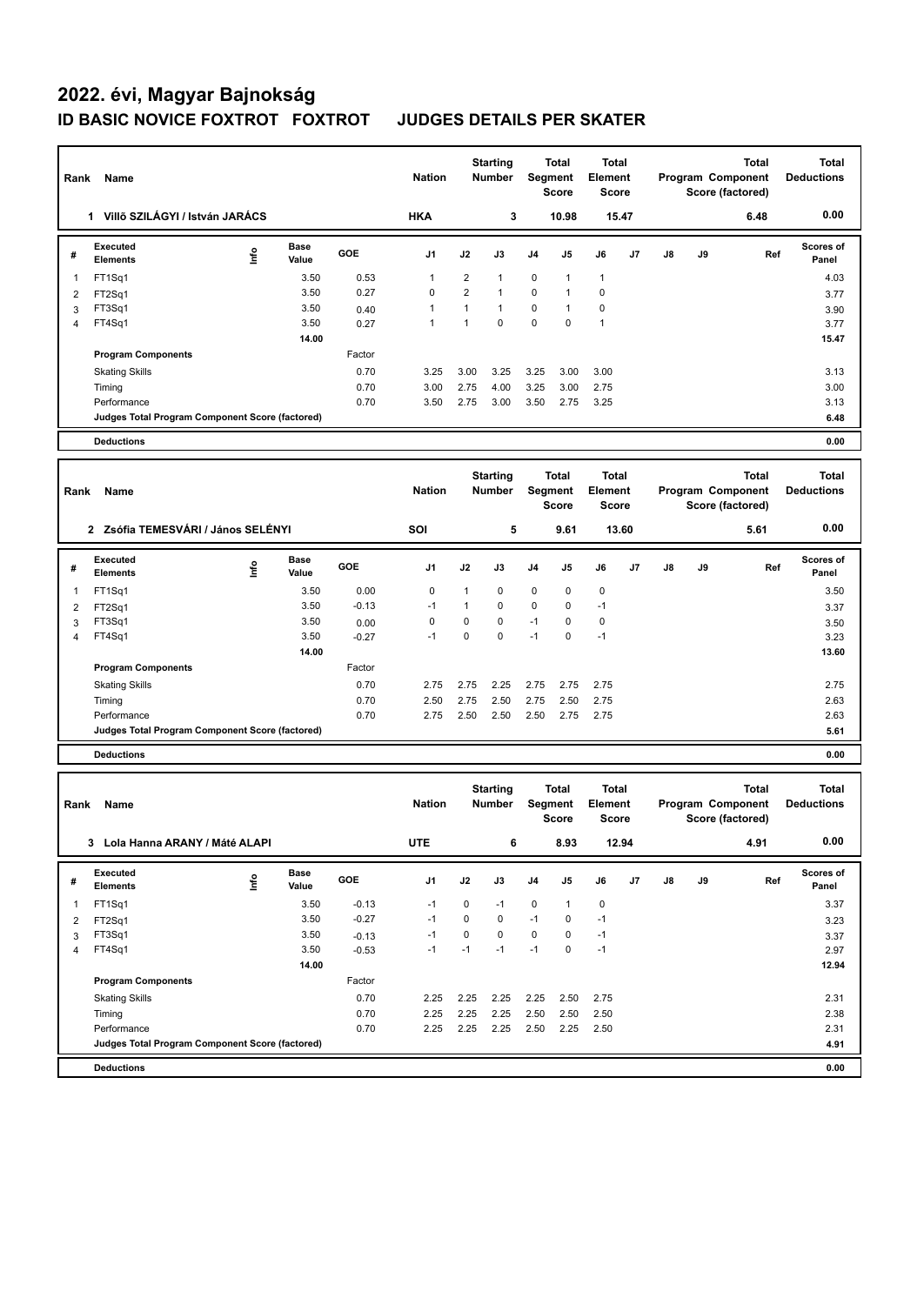# 2022. évi, Magyar Bajnokság

## ID BASIC NOVICE FOXTROT FOXTROT JUDGES DETAILS PER SKATER

| Rank | Name | Nation | Starting Number | Total Segment Score | Total Element Score | Total Program Component Score (factored) | Total Deductions |
|---|---|---|---|---|---|---|---|
| 1 | Villő SZILÁGYI / István JARÁCS | HKA | 3 | 10.98 | 15.47 | 6.48 | 0.00 |

| # | Executed Elements | Info | Base Value | GOE | J1 | J2 | J3 | J4 | J5 | J6 | J7 | J8 | J9 | Ref | Scores of Panel |
|---|---|---|---|---|---|---|---|---|---|---|---|---|---|---|---|
| 1 | FT1Sq1 | | 3.50 | 0.53 | 1 | 2 | 1 | 0 | 1 | 1 | | | | | 4.03 |
| 2 | FT2Sq1 | | 3.50 | 0.27 | 0 | 2 | 1 | 0 | 1 | 0 | | | | | 3.77 |
| 3 | FT3Sq1 | | 3.50 | 0.40 | 1 | 1 | 1 | 0 | 1 | 0 | | | | | 3.90 |
| 4 | FT4Sq1 | | 3.50 | 0.27 | 1 | 1 | 0 | 0 | 0 | 1 | | | | | 3.77 |
| | | | 14.00 | | | | | | | | | | | | 15.47 |
| | Program Components | | | Factor | | | | | | | | | | | |
| | Skating Skills | | | 0.70 | 3.25 | 3.00 | 3.25 | 3.25 | 3.00 | 3.00 | | | | | 3.13 |
| | Timing | | | 0.70 | 3.00 | 2.75 | 4.00 | 3.25 | 3.00 | 2.75 | | | | | 3.00 |
| | Performance | | | 0.70 | 3.50 | 2.75 | 3.00 | 3.50 | 2.75 | 3.25 | | | | | 3.13 |
| | Judges Total Program Component Score (factored) | | | | | | | | | | | | | | 6.48 |
| | Deductions | | | | | | | | | | | | | | 0.00 |

| Rank | Name | Nation | Starting Number | Total Segment Score | Total Element Score | Total Program Component Score (factored) | Total Deductions |
|---|---|---|---|---|---|---|---|
| 2 | Zsófia TEMESVÁRI / János SELÉNYI | SOI | 5 | 9.61 | 13.60 | 5.61 | 0.00 |

| # | Executed Elements | Info | Base Value | GOE | J1 | J2 | J3 | J4 | J5 | J6 | J7 | J8 | J9 | Ref | Scores of Panel |
|---|---|---|---|---|---|---|---|---|---|---|---|---|---|---|---|
| 1 | FT1Sq1 | | 3.50 | 0.00 | 0 | 1 | 0 | 0 | 0 | 0 | | | | | 3.50 |
| 2 | FT2Sq1 | | 3.50 | -0.13 | -1 | 1 | 0 | 0 | 0 | -1 | | | | | 3.37 |
| 3 | FT3Sq1 | | 3.50 | 0.00 | 0 | 0 | 0 | -1 | 0 | 0 | | | | | 3.50 |
| 4 | FT4Sq1 | | 3.50 | -0.27 | -1 | 0 | 0 | -1 | 0 | -1 | | | | | 3.23 |
| | | | 14.00 | | | | | | | | | | | | 13.60 |
| | Program Components | | | Factor | | | | | | | | | | | |
| | Skating Skills | | | 0.70 | 2.75 | 2.75 | 2.25 | 2.75 | 2.75 | 2.75 | | | | | 2.75 |
| | Timing | | | 0.70 | 2.50 | 2.75 | 2.50 | 2.75 | 2.50 | 2.75 | | | | | 2.63 |
| | Performance | | | 0.70 | 2.75 | 2.50 | 2.50 | 2.50 | 2.75 | 2.75 | | | | | 2.63 |
| | Judges Total Program Component Score (factored) | | | | | | | | | | | | | | 5.61 |
| | Deductions | | | | | | | | | | | | | | 0.00 |

| Rank | Name | Nation | Starting Number | Total Segment Score | Total Element Score | Total Program Component Score (factored) | Total Deductions |
|---|---|---|---|---|---|---|---|
| 3 | Lola Hanna ARANY / Máté ALAPI | UTE | 6 | 8.93 | 12.94 | 4.91 | 0.00 |

| # | Executed Elements | Info | Base Value | GOE | J1 | J2 | J3 | J4 | J5 | J6 | J7 | J8 | J9 | Ref | Scores of Panel |
|---|---|---|---|---|---|---|---|---|---|---|---|---|---|---|---|
| 1 | FT1Sq1 | | 3.50 | -0.13 | -1 | 0 | -1 | 0 | 1 | 0 | | | | | 3.37 |
| 2 | FT2Sq1 | | 3.50 | -0.27 | -1 | 0 | 0 | -1 | 0 | -1 | | | | | 3.23 |
| 3 | FT3Sq1 | | 3.50 | -0.13 | -1 | 0 | 0 | 0 | 0 | -1 | | | | | 3.37 |
| 4 | FT4Sq1 | | 3.50 | -0.53 | -1 | -1 | -1 | -1 | 0 | -1 | | | | | 2.97 |
| | | | 14.00 | | | | | | | | | | | | 12.94 |
| | Program Components | | | Factor | | | | | | | | | | | |
| | Skating Skills | | | 0.70 | 2.25 | 2.25 | 2.25 | 2.25 | 2.50 | 2.75 | | | | | 2.31 |
| | Timing | | | 0.70 | 2.25 | 2.25 | 2.25 | 2.50 | 2.50 | 2.50 | | | | | 2.38 |
| | Performance | | | 0.70 | 2.25 | 2.25 | 2.25 | 2.50 | 2.25 | 2.50 | | | | | 2.31 |
| | Judges Total Program Component Score (factored) | | | | | | | | | | | | | | 4.91 |
| | Deductions | | | | | | | | | | | | | | 0.00 |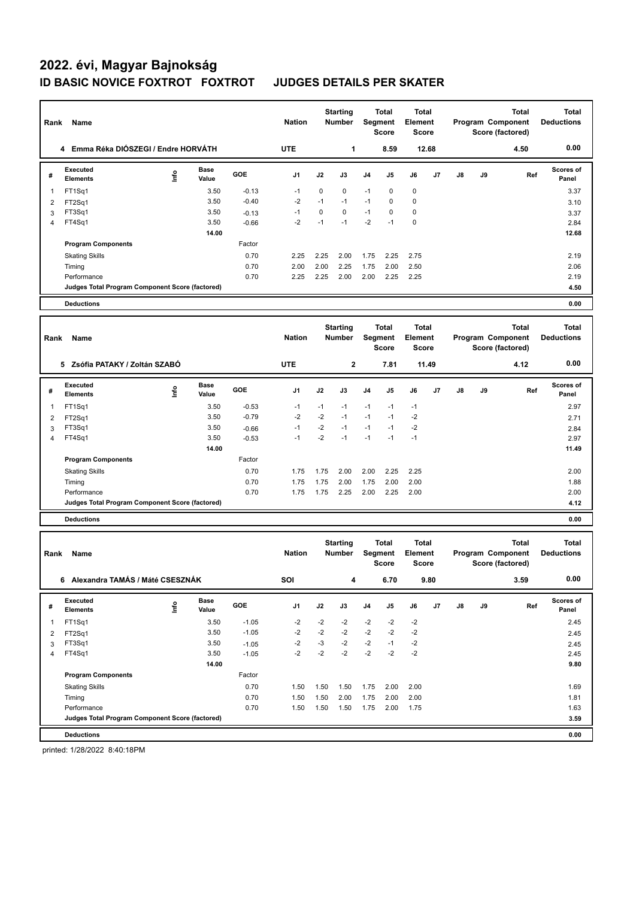# 2022. évi, Magyar Bajnokság

## ID BASIC NOVICE FOXTROT FOXTROT JUDGES DETAILS PER SKATER

| Rank | Name | Nation | Starting Number | Total Segment Score | Total Element Score | Total Program Component Score (factored) | Total Deductions |
|---|---|---|---|---|---|---|---|
| 4 | Emma Réka DIÓSZEGI / Endre HORVÁTH | UTE | 1 | 8.59 | 12.68 | 4.50 | 0.00 |

| # | Executed Elements | Info | Base Value | GOE | J1 | J2 | J3 | J4 | J5 | J6 | J7 | J8 | J9 | Ref | Scores of Panel |
|---|---|---|---|---|---|---|---|---|---|---|---|---|---|---|---|
| 1 | FT1Sq1 | | 3.50 | -0.13 | -1 | 0 | 0 | -1 | 0 | 0 | | | | | 3.37 |
| 2 | FT2Sq1 | | 3.50 | -0.40 | -2 | -1 | -1 | -1 | 0 | 0 | | | | | 3.10 |
| 3 | FT3Sq1 | | 3.50 | -0.13 | -1 | 0 | 0 | -1 | 0 | 0 | | | | | 3.37 |
| 4 | FT4Sq1 | | 3.50 | -0.66 | -2 | -1 | -1 | -2 | -1 | 0 | | | | | 2.84 |
| | | | 14.00 | | | | | | | | | | | | 12.68 |
| | **Program Components** | | | Factor | | | | | | | | | | | |
| | Skating Skills | | | 0.70 | 2.25 | 2.25 | 2.00 | 1.75 | 2.25 | 2.75 | | | | | 2.19 |
| | Timing | | | 0.70 | 2.00 | 2.00 | 2.25 | 1.75 | 2.00 | 2.50 | | | | | 2.06 |
| | Performance | | | 0.70 | 2.25 | 2.25 | 2.00 | 2.00 | 2.25 | 2.25 | | | | | 2.19 |
| | **Judges Total Program Component Score (factored)** | | | | | | | | | | | | | | 4.50 |
| | **Deductions** | | | | | | | | | | | | | | 0.00 |

| Rank | Name | Nation | Starting Number | Total Segment Score | Total Element Score | Total Program Component Score (factored) | Total Deductions |
|---|---|---|---|---|---|---|---|
| 5 | Zsófia PATAKY / Zoltán SZABÓ | UTE | 2 | 7.81 | 11.49 | 4.12 | 0.00 |

| # | Executed Elements | Info | Base Value | GOE | J1 | J2 | J3 | J4 | J5 | J6 | J7 | J8 | J9 | Ref | Scores of Panel |
|---|---|---|---|---|---|---|---|---|---|---|---|---|---|---|---|
| 1 | FT1Sq1 | | 3.50 | -0.53 | -1 | -1 | -1 | -1 | -1 | -1 | | | | | 2.97 |
| 2 | FT2Sq1 | | 3.50 | -0.79 | -2 | -2 | -1 | -1 | -1 | -2 | | | | | 2.71 |
| 3 | FT3Sq1 | | 3.50 | -0.66 | -1 | -2 | -1 | -1 | -1 | -2 | | | | | 2.84 |
| 4 | FT4Sq1 | | 3.50 | -0.53 | -1 | -2 | -1 | -1 | -1 | -1 | | | | | 2.97 |
| | | | 14.00 | | | | | | | | | | | | 11.49 |
| | **Program Components** | | | Factor | | | | | | | | | | | |
| | Skating Skills | | | 0.70 | 1.75 | 1.75 | 2.00 | 2.00 | 2.25 | 2.25 | | | | | 2.00 |
| | Timing | | | 0.70 | 1.75 | 1.75 | 2.00 | 1.75 | 2.00 | 2.00 | | | | | 1.88 |
| | Performance | | | 0.70 | 1.75 | 1.75 | 2.25 | 2.00 | 2.25 | 2.00 | | | | | 2.00 |
| | **Judges Total Program Component Score (factored)** | | | | | | | | | | | | | | 4.12 |
| | **Deductions** | | | | | | | | | | | | | | 0.00 |

| Rank | Name | Nation | Starting Number | Total Segment Score | Total Element Score | Total Program Component Score (factored) | Total Deductions |
|---|---|---|---|---|---|---|---|
| 6 | Alexandra TAMÁS / Máté CSESZNÁK | SOI | 4 | 6.70 | 9.80 | 3.59 | 0.00 |

| # | Executed Elements | Info | Base Value | GOE | J1 | J2 | J3 | J4 | J5 | J6 | J7 | J8 | J9 | Ref | Scores of Panel |
|---|---|---|---|---|---|---|---|---|---|---|---|---|---|---|---|
| 1 | FT1Sq1 | | 3.50 | -1.05 | -2 | -2 | -2 | -2 | -2 | -2 | | | | | 2.45 |
| 2 | FT2Sq1 | | 3.50 | -1.05 | -2 | -2 | -2 | -2 | -2 | -2 | | | | | 2.45 |
| 3 | FT3Sq1 | | 3.50 | -1.05 | -2 | -3 | -2 | -2 | -1 | -2 | | | | | 2.45 |
| 4 | FT4Sq1 | | 3.50 | -1.05 | -2 | -2 | -2 | -2 | -2 | -2 | | | | | 2.45 |
| | | | 14.00 | | | | | | | | | | | | 9.80 |
| | **Program Components** | | | Factor | | | | | | | | | | | |
| | Skating Skills | | | 0.70 | 1.50 | 1.50 | 1.50 | 1.75 | 2.00 | 2.00 | | | | | 1.69 |
| | Timing | | | 0.70 | 1.50 | 1.50 | 2.00 | 1.75 | 2.00 | 2.00 | | | | | 1.81 |
| | Performance | | | 0.70 | 1.50 | 1.50 | 1.50 | 1.75 | 2.00 | 1.75 | | | | | 1.63 |
| | **Judges Total Program Component Score (factored)** | | | | | | | | | | | | | | 3.59 |
| | **Deductions** | | | | | | | | | | | | | | 0.00 |

printed: 1/28/2022 8:40:18PM